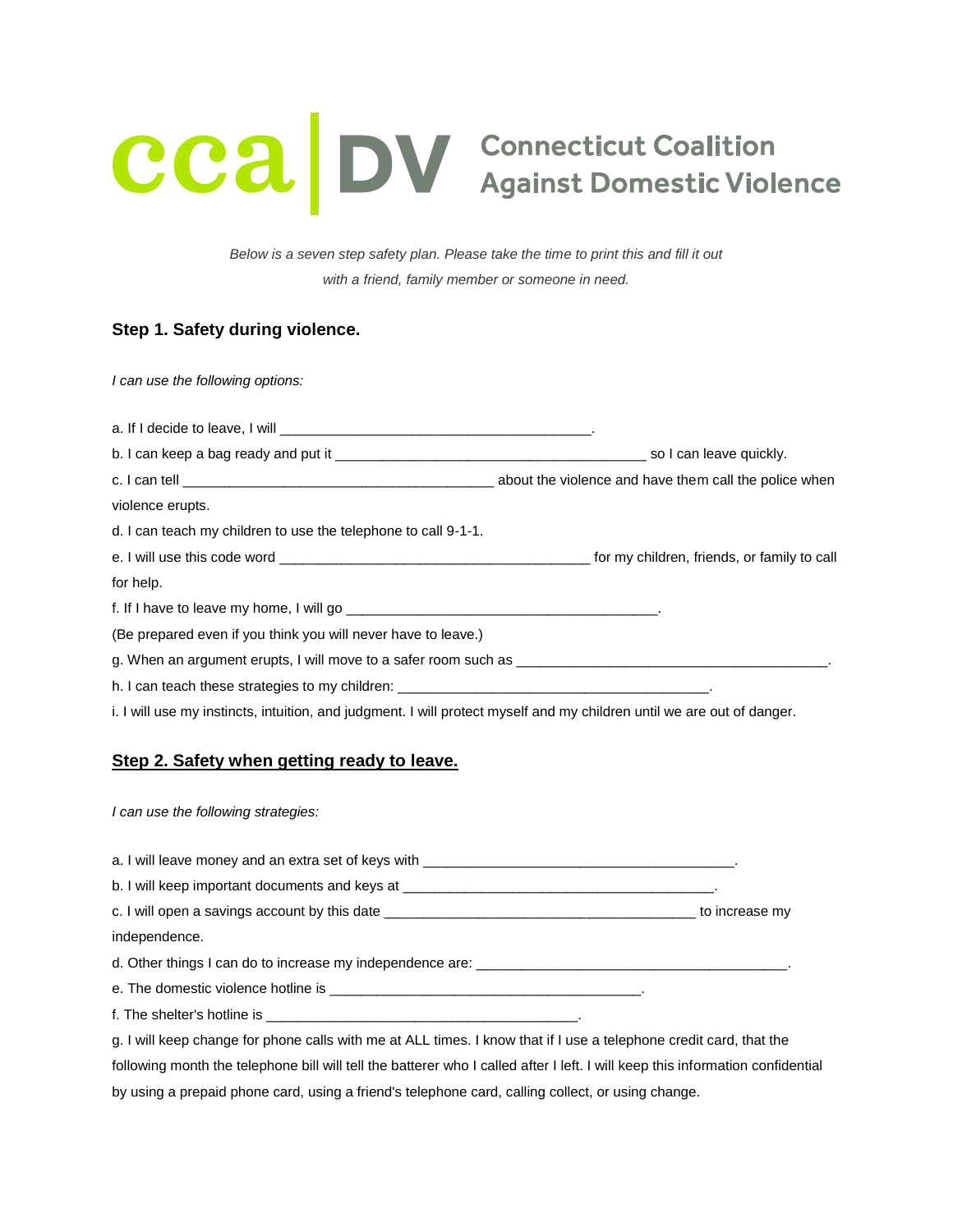# cca | DV Connecticut Coalition Against Domestic Violence

*Below is a seven step safety plan. Please take the time to print this and fill it out with a friend, family member or someone in need.*

### Step 1. Safety during violence.

*I can use the following options:*

a. If I decide to leave, I will ________________________________________.

b. I can keep a bag ready and put it ________________________________________ so I can leave quickly.

c. I can tell ________________________________________ about the violence and have them call the police when violence erupts.

d. I can teach my children to use the telephone to call 9-1-1.

e. I will use this code word ________________________________________ for my children, friends, or family to call for help.

f. If I have to leave my home, I will go ________________________________________.

(Be prepared even if you think you will never have to leave.)

g. When an argument erupts, I will move to a safer room such as ________________________________________.

h. I can teach these strategies to my children: ________________________________________.

i. I will use my instincts, intuition, and judgment. I will protect myself and my children until we are out of danger.

### Step 2. Safety when getting ready to leave.

*I can use the following strategies:*

a. I will leave money and an extra set of keys with ________________________________________.

b. I will keep important documents and keys at ________________________________________.

c. I will open a savings account by this date ________________________________________ to increase my independence.

d. Other things I can do to increase my independence are: ________________________________________.

e. The domestic violence hotline is ________________________________________.

f. The shelter's hotline is ________________________________________.

g. I will keep change for phone calls with me at ALL times. I know that if I use a telephone credit card, that the following month the telephone bill will tell the batterer who I called after I left. I will keep this information confidential by using a prepaid phone card, using a friend's telephone card, calling collect, or using change.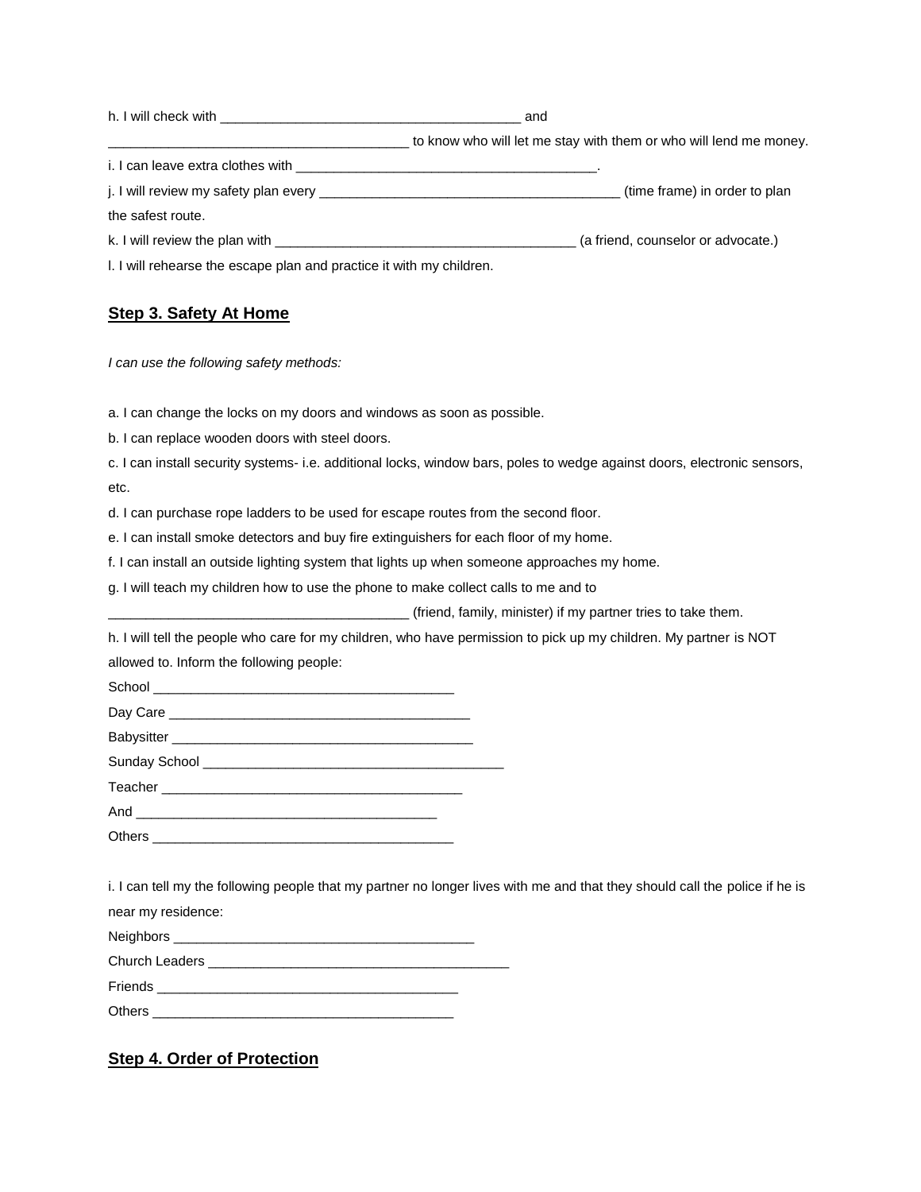h. I will check with ________________________________________ and ________________________________________ to know who will let me stay with them or who will lend me money.

i. I can leave extra clothes with ________________________________________.

j. I will review my safety plan every ________________________________________ (time frame) in order to plan the safest route.

k. I will review the plan with ________________________________________ (a friend, counselor or advocate.)

l. I will rehearse the escape plan and practice it with my children.

## Step 3. Safety At Home

*I can use the following safety methods:*

a. I can change the locks on my doors and windows as soon as possible.

b. I can replace wooden doors with steel doors.

c. I can install security systems- i.e. additional locks, window bars, poles to wedge against doors, electronic sensors, etc.

d. I can purchase rope ladders to be used for escape routes from the second floor.

e. I can install smoke detectors and buy fire extinguishers for each floor of my home.

f. I can install an outside lighting system that lights up when someone approaches my home.

g. I will teach my children how to use the phone to make collect calls to me and to ________________________________________ (friend, family, minister) if my partner tries to take them.

h. I will tell the people who care for my children, who have permission to pick up my children. My partner is NOT allowed to. Inform the following people:

School ________________________________________

Day Care ________________________________________

Babysitter ________________________________________

Sunday School ________________________________________

Teacher ________________________________________

And ________________________________________

Others ________________________________________

i. I can tell my the following people that my partner no longer lives with me and that they should call the police if he is near my residence:

Neighbors ________________________________________

Church Leaders ________________________________________

Friends ________________________________________

Others ________________________________________

## Step 4. Order of Protection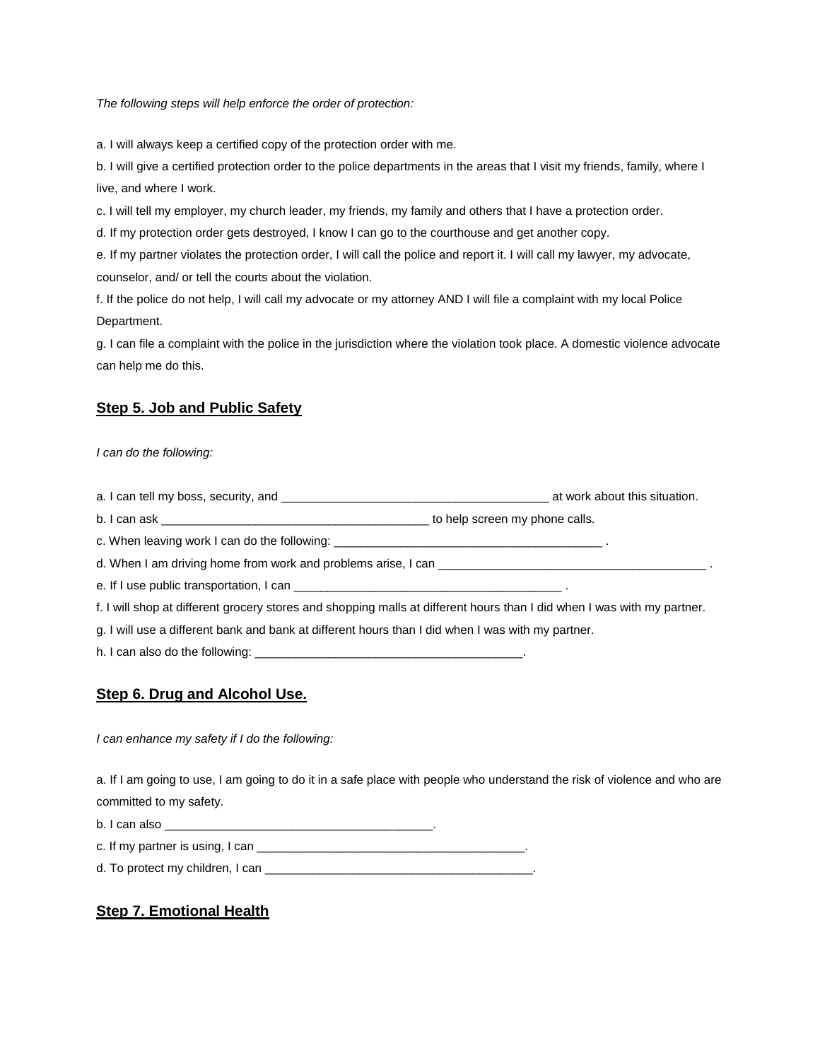*The following steps will help enforce the order of protection:*

a. I will always keep a certified copy of the protection order with me.

b. I will give a certified protection order to the police departments in the areas that I visit my friends, family, where I live, and where I work.

c. I will tell my employer, my church leader, my friends, my family and others that I have a protection order.

d. If my protection order gets destroyed, I know I can go to the courthouse and get another copy.

e. If my partner violates the protection order, I will call the police and report it. I will call my lawyer, my advocate, counselor, and/ or tell the courts about the violation.

f. If the police do not help, I will call my advocate or my attorney AND I will file a complaint with my local Police Department.

g. I can file a complaint with the police in the jurisdiction where the violation took place. A domestic violence advocate can help me do this.

## Step 5. Job and Public Safety

*I can do the following:*

a. I can tell my boss, security, and ________________________________________ at work about this situation.

b. I can ask ________________________________________ to help screen my phone calls.

c. When leaving work I can do the following: ________________________________________ .

d. When I am driving home from work and problems arise, I can ________________________________________ .

e. If I use public transportation, I can ________________________________________ .

f. I will shop at different grocery stores and shopping malls at different hours than I did when I was with my partner.

g. I will use a different bank and bank at different hours than I did when I was with my partner.

h. I can also do the following: ________________________________________.

## Step 6. Drug and Alcohol Use.

*I can enhance my safety if I do the following:*

a. If I am going to use, I am going to do it in a safe place with people who understand the risk of violence and who are committed to my safety.

b. I can also ________________________________________.

c. If my partner is using, I can ________________________________________.

d. To protect my children, I can ________________________________________.

## Step 7. Emotional Health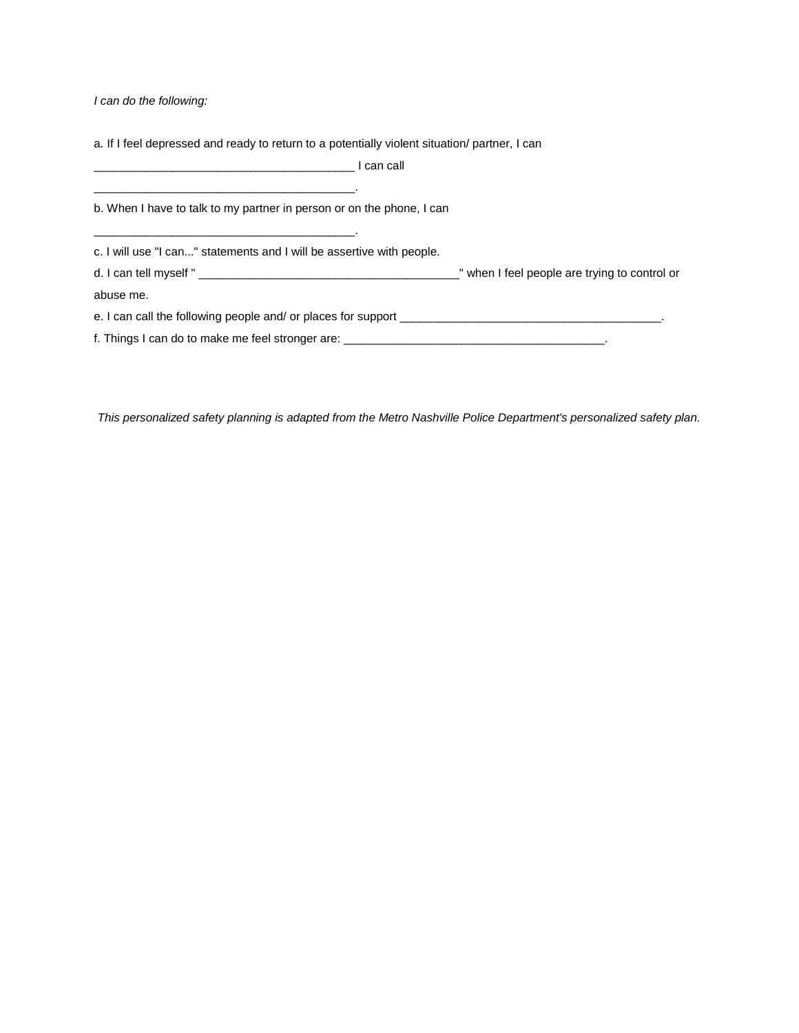*I can do the following:*

a. If I feel depressed and ready to return to a potentially violent situation/ partner, I can _______________________________________ I can call _______________________________________.

b. When I have to talk to my partner in person or on the phone, I can _______________________________________.

c. I will use "I can..." statements and I will be assertive with people.

d. I can tell myself " _______________________________________" when I feel people are trying to control or abuse me.

e. I can call the following people and/ or places for support _______________________________________.

f. Things I can do to make me feel stronger are: _______________________________________.

*This personalized safety planning is adapted from the Metro Nashville Police Department's personalized safety plan.*